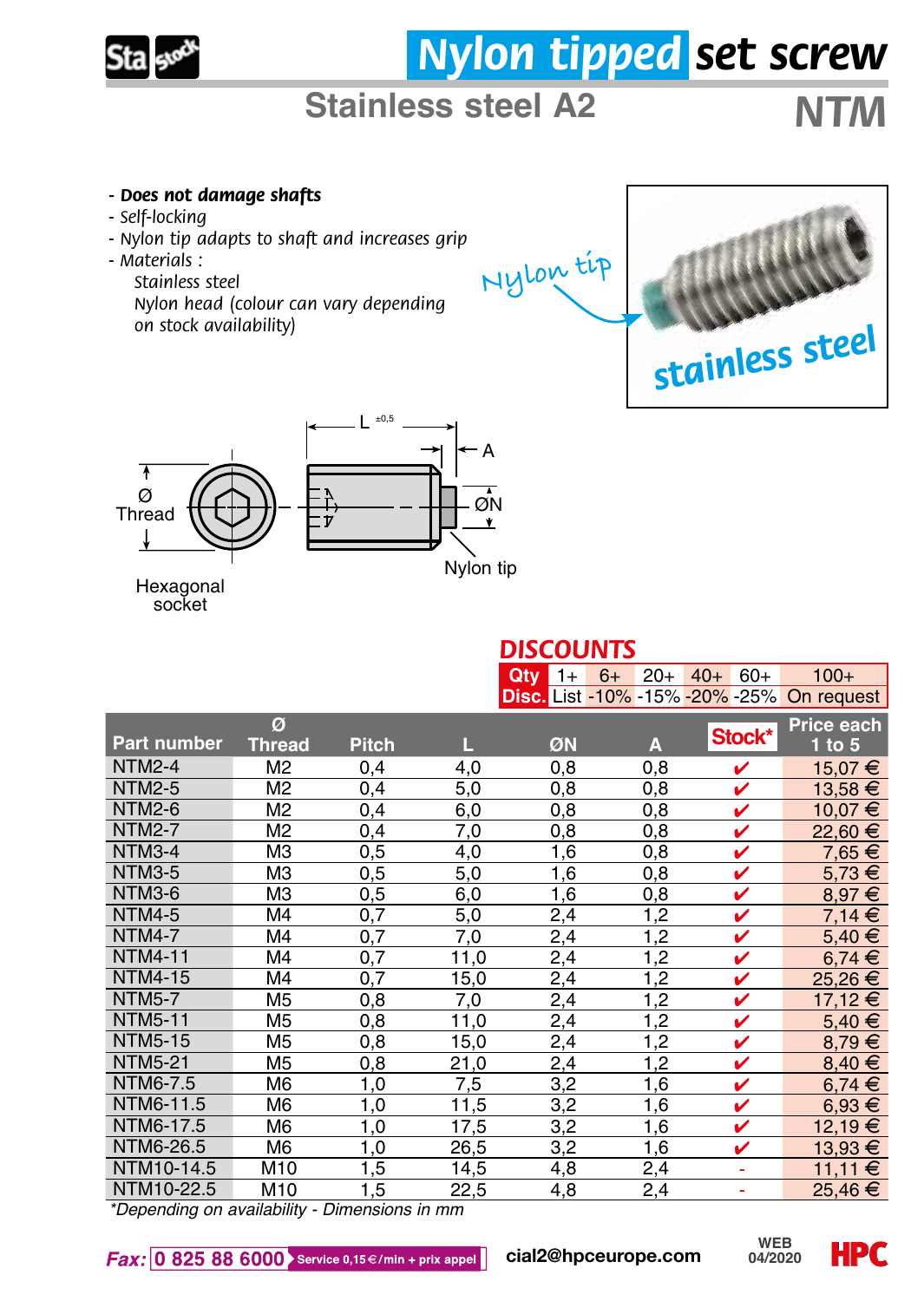# Nylon tipped set screw

## Stainless steel A2

## NTM

- ***Does not damage shafts***
- *Self-locking*
- *Nylon tip adapts to shaft and increases grip*
- *Materials :*
  *Stainless steel*
  *Nylon head (colour can vary depending on stock availability)*

Nylon tip

stainless steel

L ±0,5

A

Ø Thread

ØN

Hexagonal socket

Nylon tip

### DISCOUNTS

| Qty | 1+ | 6+ | 20+ | 40+ | 60+ | 100+ |
|---|---|---|---|---|---|---|
| Disc. | List | -10% | -15% | -20% | -25% | On request |

| Part number | Ø Thread | Pitch | L | ØN | A | Stock* | Price each 1 to 5 |
|---|---|---|---|---|---|---|---|
| NTM2-4 | M2 | 0,4 | 4,0 | 0,8 | 0,8 | ✔ | 15,07 € |
| NTM2-5 | M2 | 0,4 | 5,0 | 0,8 | 0,8 | ✔ | 13,58 € |
| NTM2-6 | M2 | 0,4 | 6,0 | 0,8 | 0,8 | ✔ | 10,07 € |
| NTM2-7 | M2 | 0,4 | 7,0 | 0,8 | 0,8 | ✔ | 22,60 € |
| NTM3-4 | M3 | 0,5 | 4,0 | 1,6 | 0,8 | ✔ | 7,65 € |
| NTM3-5 | M3 | 0,5 | 5,0 | 1,6 | 0,8 | ✔ | 5,73 € |
| NTM3-6 | M3 | 0,5 | 6,0 | 1,6 | 0,8 | ✔ | 8,97 € |
| NTM4-5 | M4 | 0,7 | 5,0 | 2,4 | 1,2 | ✔ | 7,14 € |
| NTM4-7 | M4 | 0,7 | 7,0 | 2,4 | 1,2 | ✔ | 5,40 € |
| NTM4-11 | M4 | 0,7 | 11,0 | 2,4 | 1,2 | ✔ | 6,74 € |
| NTM4-15 | M4 | 0,7 | 15,0 | 2,4 | 1,2 | ✔ | 25,26 € |
| NTM5-7 | M5 | 0,8 | 7,0 | 2,4 | 1,2 | ✔ | 17,12 € |
| NTM5-11 | M5 | 0,8 | 11,0 | 2,4 | 1,2 | ✔ | 5,40 € |
| NTM5-15 | M5 | 0,8 | 15,0 | 2,4 | 1,2 | ✔ | 8,79 € |
| NTM5-21 | M5 | 0,8 | 21,0 | 2,4 | 1,2 | ✔ | 8,40 € |
| NTM6-7.5 | M6 | 1,0 | 7,5 | 3,2 | 1,6 | ✔ | 6,74 € |
| NTM6-11.5 | M6 | 1,0 | 11,5 | 3,2 | 1,6 | ✔ | 6,93 € |
| NTM6-17.5 | M6 | 1,0 | 17,5 | 3,2 | 1,6 | ✔ | 12,19 € |
| NTM6-26.5 | M6 | 1,0 | 26,5 | 3,2 | 1,6 | ✔ | 13,93 € |
| NTM10-14.5 | M10 | 1,5 | 14,5 | 4,8 | 2,4 | - | 11,11 € |
| NTM10-22.5 | M10 | 1,5 | 22,5 | 4,8 | 2,4 | - | 25,46 € |

*\*Depending on availability - Dimensions in mm*

**Fax:** 0 825 88 6000 Service 0,15 €/min + prix appel — cial2@hpceurope.com — WEB 04/2020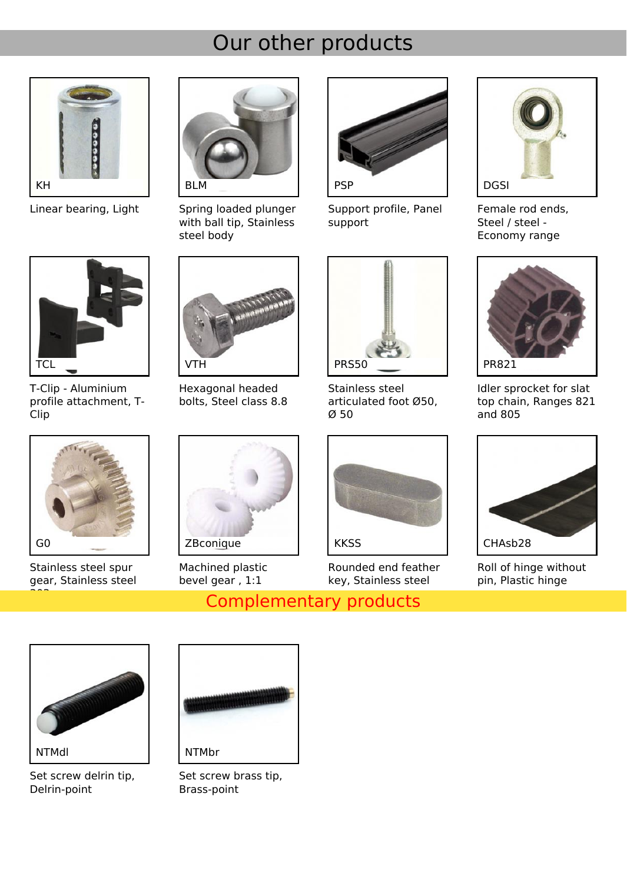# Our other products

KH

Linear bearing, Light

BLM

Spring loaded plunger with ball tip, Stainless steel body

PSP

Support profile, Panel support

DGSI

Female rod ends, Steel / steel - Economy range

TCL

T-Clip - Aluminium profile attachment, T-Clip

VTH

Hexagonal headed bolts, Steel class 8.8

PRS50

Stainless steel articulated foot Ø50, Ø 50

PR821

Idler sprocket for slat top chain, Ranges 821 and 805

G0

Stainless steel spur gear, Stainless steel 303

ZBconique

Machined plastic bevel gear , 1:1

KKSS

Rounded end feather key, Stainless steel

CHAsb28

Roll of hinge without pin, Plastic hinge

# Complementary products

NTMdl

Set screw delrin tip, Delrin-point

NTMbr

Set screw brass tip, Brass-point